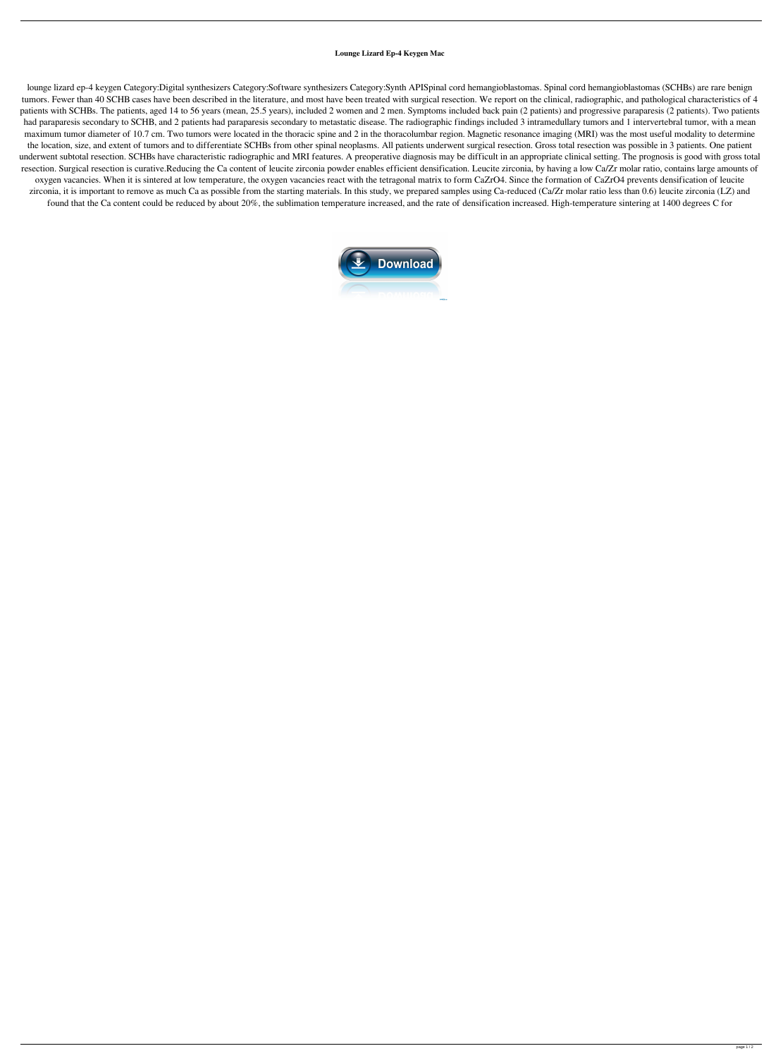**Lounge Lizard Ep-4 Keygen Mac**

lounge lizard ep-4 keygen Category:Digital synthesizers Category:Software synthesizers Category:Synth APISpinal cord hemangioblastomas. Spinal cord hemangioblastomas (SCHBs) are rare benign tumors. Fewer than 40 SCHB cases have been described in the literature, and most have been treated with surgical resection. We report on the clinical, radiographic, and pathological characteristics of 4 patients with SCHBs. The patients, aged 14 to 56 years (mean, 25.5 years), included 2 women and 2 men. Symptoms included back pain (2 patients) and progressive paraparesis (2 patients). Two patients had paraparesis secondary to SCHB, and 2 patients had paraparesis secondary to metastatic disease. The radiographic findings included 3 intramedullary tumors and 1 intervertebral tumor, with a mean maximum tumor diameter of 10.7 cm. Two tumors were located in the thoracic spine and 2 in the thoracolumbar region. Magnetic resonance imaging (MRI) was the most useful modality to determine the location, size, and extent of tumors and to differentiate SCHBs from other spinal neoplasms. All patients underwent surgical resection. Gross total resection was possible in 3 patients. One patient underwent subtotal resection. SCHBs have characteristic radiographic and MRI features. A preoperative diagnosis may be difficult in an appropriate clinical setting. The prognosis is good with gross total resection. Surgical resection is curative.Reducing the Ca content of leucite zirconia powder enables efficient densification. Leucite zirconia, by having a low Ca/Zr molar ratio, contains large amounts of oxygen vacancies. When it is sintered at low temperature, the oxygen vacancies react with the tetragonal matrix to form $CaZrO_4$. Since the formation of $CaZrO_4$ prevents densification of leucite zirconia, it is important to remove as much Ca as possible from the starting materials. In this study, we prepared samples using Ca-reduced (Ca/Zr molar ratio less than 0.6) leucite zirconia (LZ) and found that the Ca content could be reduced by about 20%, the sublimation temperature increased, and the rate of densification increased. High-temperature sintering at 1400 degrees C for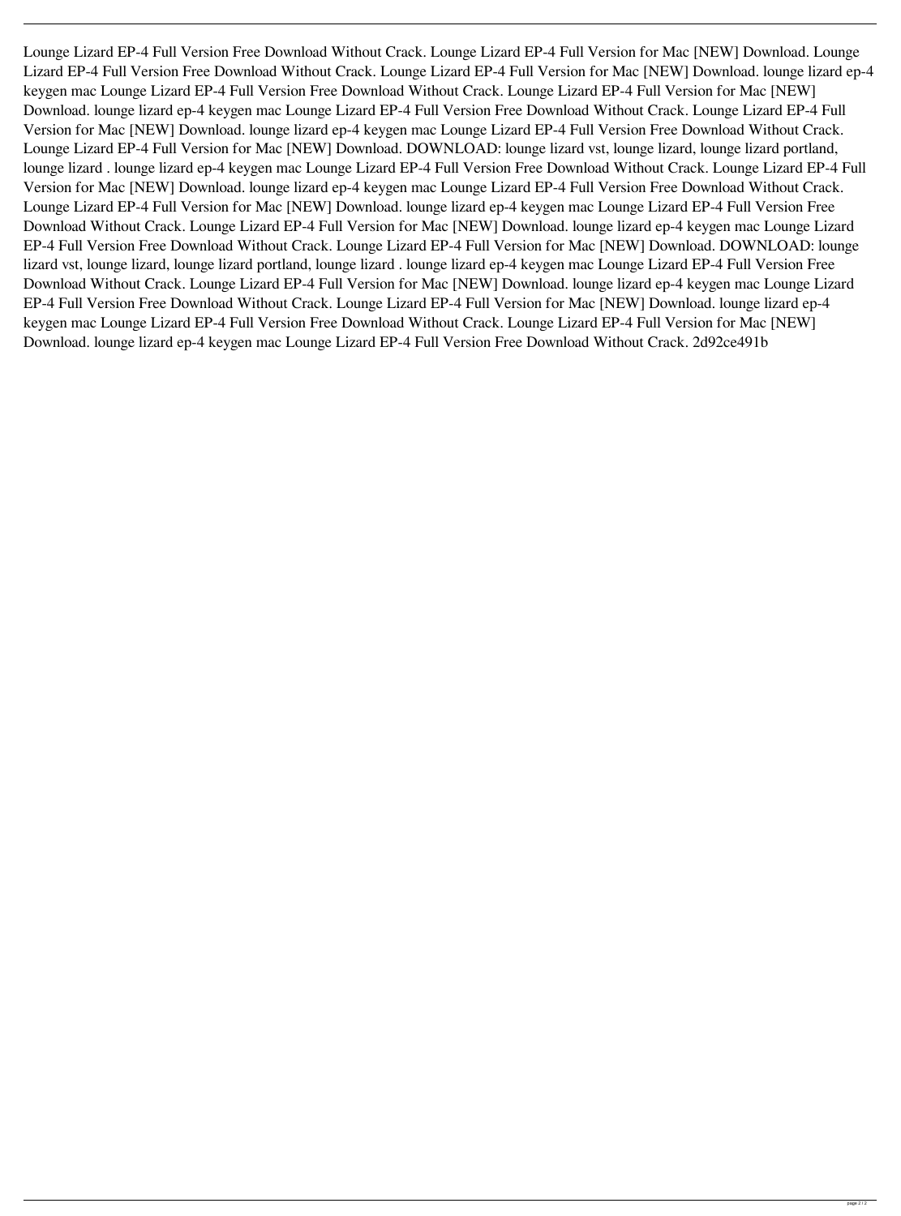Lounge Lizard EP-4 Full Version Free Download Without Crack. Lounge Lizard EP-4 Full Version for Mac [NEW] Download. Lounge Lizard EP-4 Full Version Free Download Without Crack. Lounge Lizard EP-4 Full Version for Mac [NEW] Download. lounge lizard ep-4 keygen mac Lounge Lizard EP-4 Full Version Free Download Without Crack. Lounge Lizard EP-4 Full Version for Mac [NEW] Download. lounge lizard ep-4 keygen mac Lounge Lizard EP-4 Full Version Free Download Without Crack. Lounge Lizard EP-4 Full Version for Mac [NEW] Download. lounge lizard ep-4 keygen mac Lounge Lizard EP-4 Full Version Free Download Without Crack. Lounge Lizard EP-4 Full Version for Mac [NEW] Download. DOWNLOAD: lounge lizard vst, lounge lizard, lounge lizard portland, lounge lizard . lounge lizard ep-4 keygen mac Lounge Lizard EP-4 Full Version Free Download Without Crack. Lounge Lizard EP-4 Full Version for Mac [NEW] Download. lounge lizard ep-4 keygen mac Lounge Lizard EP-4 Full Version Free Download Without Crack. Lounge Lizard EP-4 Full Version for Mac [NEW] Download. lounge lizard ep-4 keygen mac Lounge Lizard EP-4 Full Version Free Download Without Crack. Lounge Lizard EP-4 Full Version for Mac [NEW] Download. lounge lizard ep-4 keygen mac Lounge Lizard EP-4 Full Version Free Download Without Crack. Lounge Lizard EP-4 Full Version for Mac [NEW] Download. DOWNLOAD: lounge lizard vst, lounge lizard, lounge lizard portland, lounge lizard . lounge lizard ep-4 keygen mac Lounge Lizard EP-4 Full Version Free Download Without Crack. Lounge Lizard EP-4 Full Version for Mac [NEW] Download. lounge lizard ep-4 keygen mac Lounge Lizard EP-4 Full Version Free Download Without Crack. Lounge Lizard EP-4 Full Version for Mac [NEW] Download. lounge lizard ep-4 keygen mac Lounge Lizard EP-4 Full Version Free Download Without Crack. Lounge Lizard EP-4 Full Version for Mac [NEW] Download. lounge lizard ep-4 keygen mac Lounge Lizard EP-4 Full Version Free Download Without Crack. 2d92ce491b